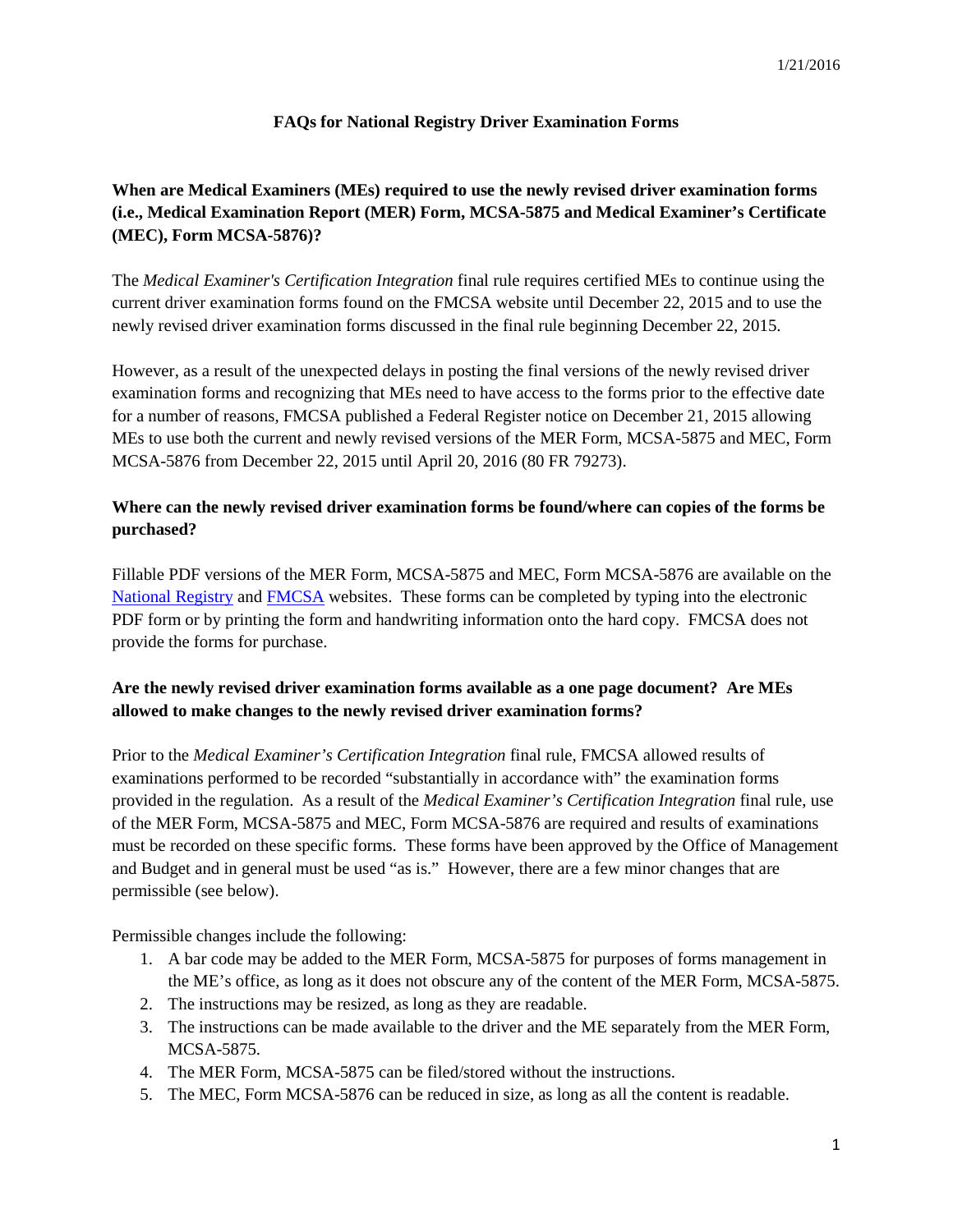1/21/2016

# FAQs for National Registry Driver Examination Forms

## When are Medical Examiners (MEs) required to use the newly revised driver examination forms (i.e., Medical Examination Report (MER) Form, MCSA-5875 and Medical Examiner's Certificate (MEC), Form MCSA-5876)?

The *Medical Examiner's Certification Integration* final rule requires certified MEs to continue using the current driver examination forms found on the FMCSA website until December 22, 2015 and to use the newly revised driver examination forms discussed in the final rule beginning December 22, 2015.

However, as a result of the unexpected delays in posting the final versions of the newly revised driver examination forms and recognizing that MEs need to have access to the forms prior to the effective date for a number of reasons, FMCSA published a Federal Register notice on December 21, 2015 allowing MEs to use both the current and newly revised versions of the MER Form, MCSA-5875 and MEC, Form MCSA-5876 from December 22, 2015 until April 20, 2016 (80 FR 79273).

## Where can the newly revised driver examination forms be found/where can copies of the forms be purchased?

Fillable PDF versions of the MER Form, MCSA-5875 and MEC, Form MCSA-5876 are available on the National Registry and FMCSA websites. These forms can be completed by typing into the electronic PDF form or by printing the form and handwriting information onto the hard copy. FMCSA does not provide the forms for purchase.

## Are the newly revised driver examination forms available as a one page document? Are MEs allowed to make changes to the newly revised driver examination forms?

Prior to the *Medical Examiner's Certification Integration* final rule, FMCSA allowed results of examinations performed to be recorded "substantially in accordance with" the examination forms provided in the regulation. As a result of the *Medical Examiner's Certification Integration* final rule, use of the MER Form, MCSA-5875 and MEC, Form MCSA-5876 are required and results of examinations must be recorded on these specific forms. These forms have been approved by the Office of Management and Budget and in general must be used "as is." However, there are a few minor changes that are permissible (see below).

Permissible changes include the following:

1. A bar code may be added to the MER Form, MCSA-5875 for purposes of forms management in the ME's office, as long as it does not obscure any of the content of the MER Form, MCSA-5875.
2. The instructions may be resized, as long as they are readable.
3. The instructions can be made available to the driver and the ME separately from the MER Form, MCSA-5875.
4. The MER Form, MCSA-5875 can be filed/stored without the instructions.
5. The MEC, Form MCSA-5876 can be reduced in size, as long as all the content is readable.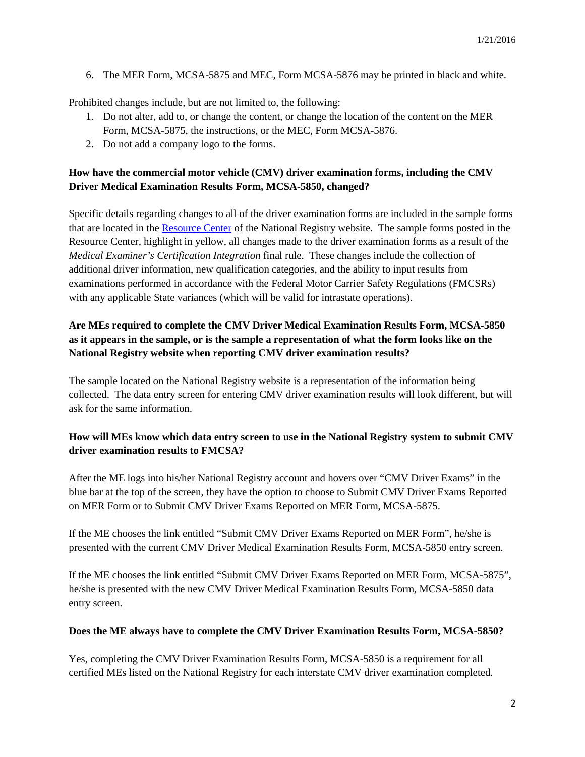6. The MER Form, MCSA-5875 and MEC, Form MCSA-5876 may be printed in black and white.

Prohibited changes include, but are not limited to, the following:

1. Do not alter, add to, or change the content, or change the location of the content on the MER Form, MCSA-5875, the instructions, or the MEC, Form MCSA-5876.
2. Do not add a company logo to the forms.

**How have the commercial motor vehicle (CMV) driver examination forms, including the CMV Driver Medical Examination Results Form, MCSA-5850, changed?**

Specific details regarding changes to all of the driver examination forms are included in the sample forms that are located in the Resource Center of the National Registry website. The sample forms posted in the Resource Center, highlight in yellow, all changes made to the driver examination forms as a result of the *Medical Examiner's Certification Integration* final rule. These changes include the collection of additional driver information, new qualification categories, and the ability to input results from examinations performed in accordance with the Federal Motor Carrier Safety Regulations (FMCSRs) with any applicable State variances (which will be valid for intrastate operations).

**Are MEs required to complete the CMV Driver Medical Examination Results Form, MCSA-5850 as it appears in the sample, or is the sample a representation of what the form looks like on the National Registry website when reporting CMV driver examination results?**

The sample located on the National Registry website is a representation of the information being collected. The data entry screen for entering CMV driver examination results will look different, but will ask for the same information.

**How will MEs know which data entry screen to use in the National Registry system to submit CMV driver examination results to FMCSA?**

After the ME logs into his/her National Registry account and hovers over "CMV Driver Exams" in the blue bar at the top of the screen, they have the option to choose to Submit CMV Driver Exams Reported on MER Form or to Submit CMV Driver Exams Reported on MER Form, MCSA-5875.

If the ME chooses the link entitled "Submit CMV Driver Exams Reported on MER Form", he/she is presented with the current CMV Driver Medical Examination Results Form, MCSA-5850 entry screen.

If the ME chooses the link entitled "Submit CMV Driver Exams Reported on MER Form, MCSA-5875", he/she is presented with the new CMV Driver Medical Examination Results Form, MCSA-5850 data entry screen.

**Does the ME always have to complete the CMV Driver Examination Results Form, MCSA-5850?**

Yes, completing the CMV Driver Examination Results Form, MCSA-5850 is a requirement for all certified MEs listed on the National Registry for each interstate CMV driver examination completed.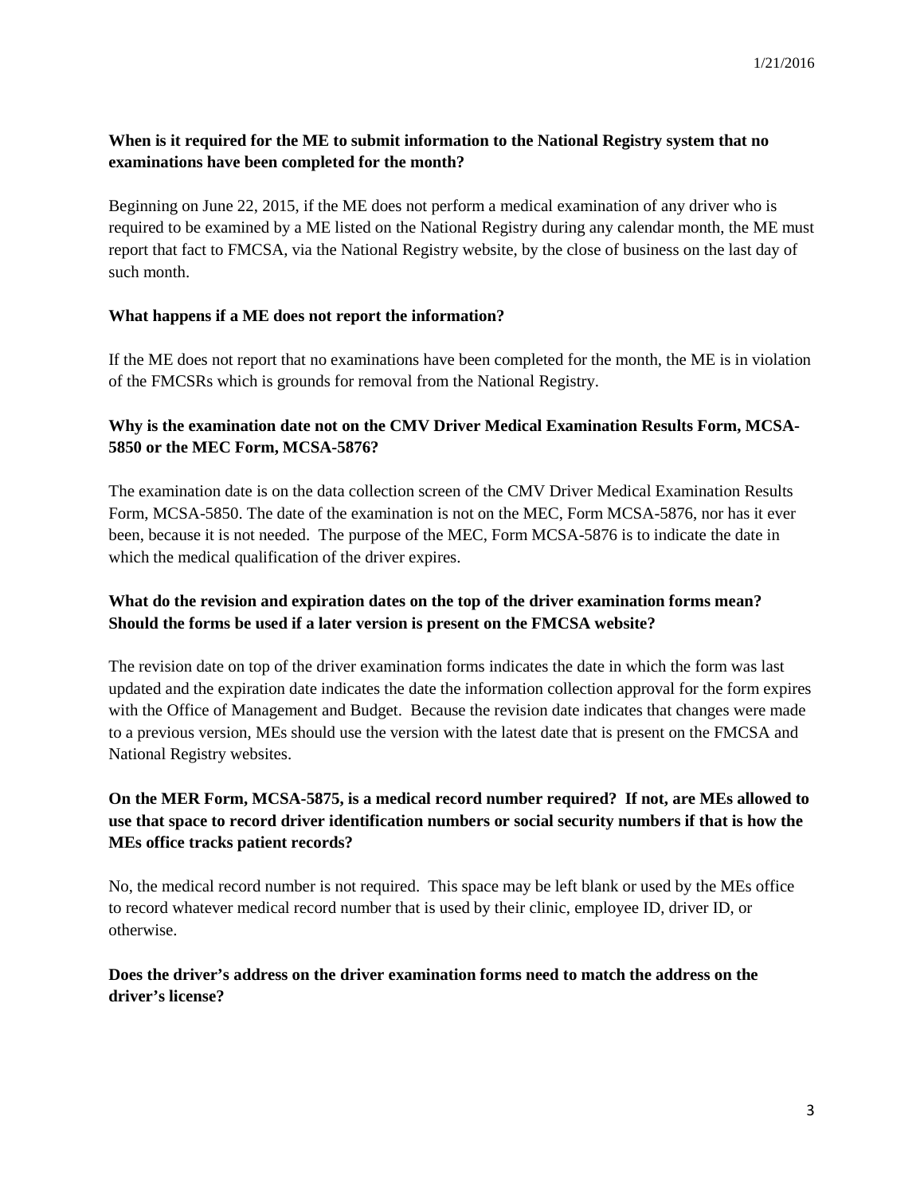**When is it required for the ME to submit information to the National Registry system that no examinations have been completed for the month?**

Beginning on June 22, 2015, if the ME does not perform a medical examination of any driver who is required to be examined by a ME listed on the National Registry during any calendar month, the ME must report that fact to FMCSA, via the National Registry website, by the close of business on the last day of such month.

**What happens if a ME does not report the information?**

If the ME does not report that no examinations have been completed for the month, the ME is in violation of the FMCSRs which is grounds for removal from the National Registry.

**Why is the examination date not on the CMV Driver Medical Examination Results Form, MCSA-5850 or the MEC Form, MCSA-5876?**

The examination date is on the data collection screen of the CMV Driver Medical Examination Results Form, MCSA-5850. The date of the examination is not on the MEC, Form MCSA-5876, nor has it ever been, because it is not needed. The purpose of the MEC, Form MCSA-5876 is to indicate the date in which the medical qualification of the driver expires.

**What do the revision and expiration dates on the top of the driver examination forms mean? Should the forms be used if a later version is present on the FMCSA website?**

The revision date on top of the driver examination forms indicates the date in which the form was last updated and the expiration date indicates the date the information collection approval for the form expires with the Office of Management and Budget. Because the revision date indicates that changes were made to a previous version, MEs should use the version with the latest date that is present on the FMCSA and National Registry websites.

**On the MER Form, MCSA-5875, is a medical record number required? If not, are MEs allowed to use that space to record driver identification numbers or social security numbers if that is how the MEs office tracks patient records?**

No, the medical record number is not required. This space may be left blank or used by the MEs office to record whatever medical record number that is used by their clinic, employee ID, driver ID, or otherwise.

**Does the driver's address on the driver examination forms need to match the address on the driver's license?**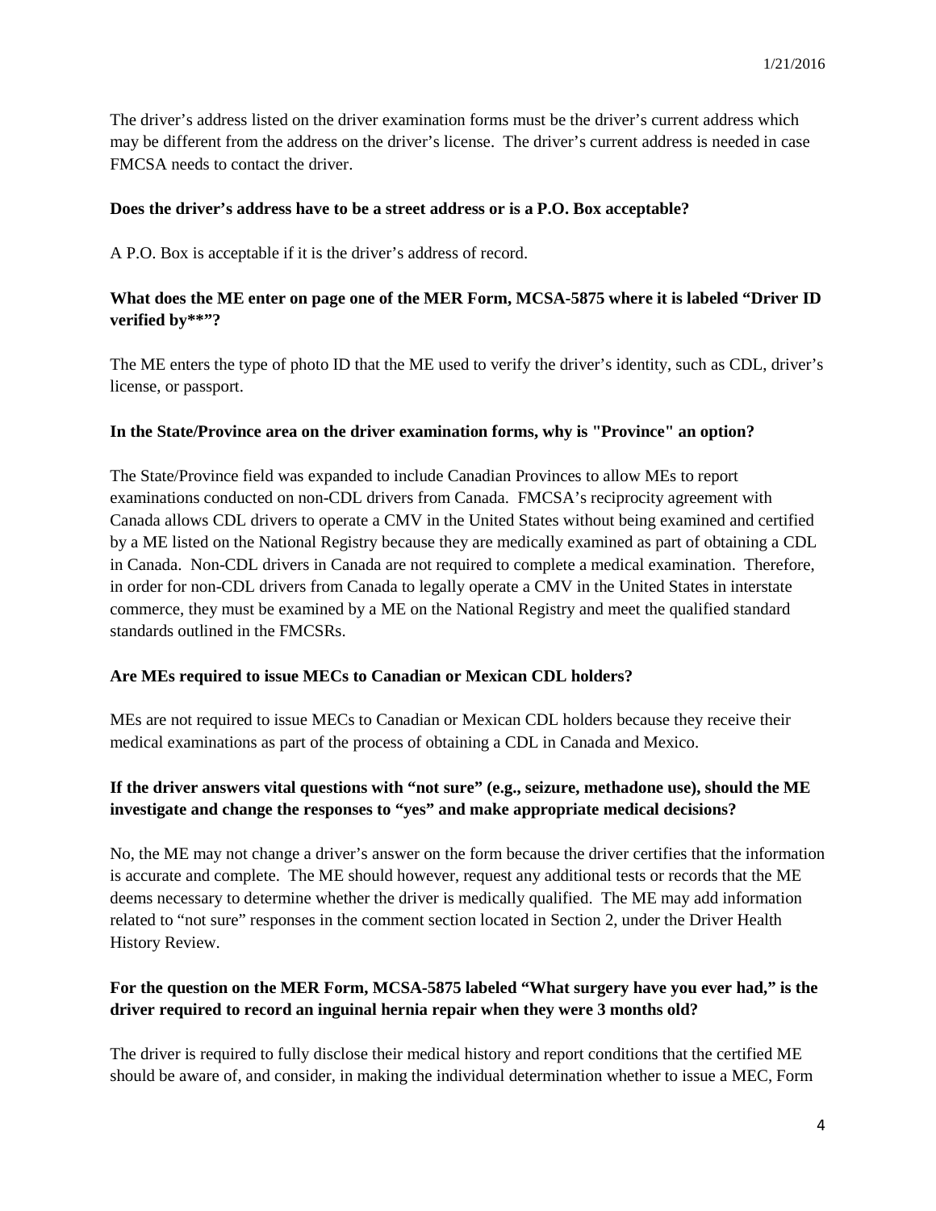The driver's address listed on the driver examination forms must be the driver's current address which may be different from the address on the driver's license. The driver's current address is needed in case FMCSA needs to contact the driver.

**Does the driver's address have to be a street address or is a P.O. Box acceptable?**

A P.O. Box is acceptable if it is the driver's address of record.

**What does the ME enter on page one of the MER Form, MCSA-5875 where it is labeled "Driver ID verified by**"?**

The ME enters the type of photo ID that the ME used to verify the driver's identity, such as CDL, driver's license, or passport.

**In the State/Province area on the driver examination forms, why is "Province" an option?**

The State/Province field was expanded to include Canadian Provinces to allow MEs to report examinations conducted on non-CDL drivers from Canada. FMCSA's reciprocity agreement with Canada allows CDL drivers to operate a CMV in the United States without being examined and certified by a ME listed on the National Registry because they are medically examined as part of obtaining a CDL in Canada. Non-CDL drivers in Canada are not required to complete a medical examination. Therefore, in order for non-CDL drivers from Canada to legally operate a CMV in the United States in interstate commerce, they must be examined by a ME on the National Registry and meet the qualified standard standards outlined in the FMCSRs.

**Are MEs required to issue MECs to Canadian or Mexican CDL holders?**

MEs are not required to issue MECs to Canadian or Mexican CDL holders because they receive their medical examinations as part of the process of obtaining a CDL in Canada and Mexico.

**If the driver answers vital questions with "not sure" (e.g., seizure, methadone use), should the ME investigate and change the responses to "yes" and make appropriate medical decisions?**

No, the ME may not change a driver's answer on the form because the driver certifies that the information is accurate and complete. The ME should however, request any additional tests or records that the ME deems necessary to determine whether the driver is medically qualified. The ME may add information related to "not sure" responses in the comment section located in Section 2, under the Driver Health History Review.

**For the question on the MER Form, MCSA-5875 labeled "What surgery have you ever had," is the driver required to record an inguinal hernia repair when they were 3 months old?**

The driver is required to fully disclose their medical history and report conditions that the certified ME should be aware of, and consider, in making the individual determination whether to issue a MEC, Form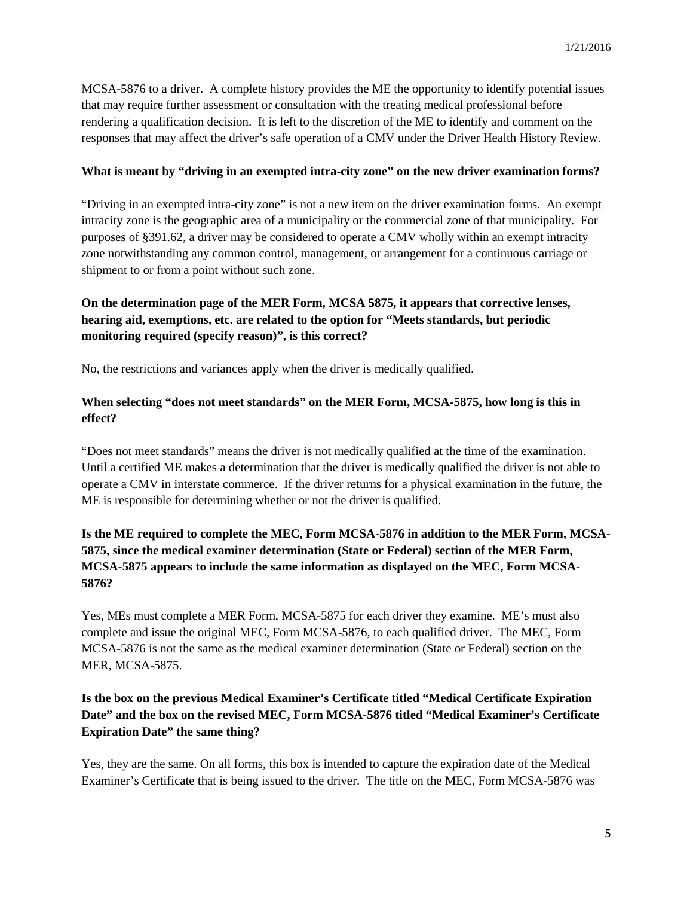MCSA-5876 to a driver. A complete history provides the ME the opportunity to identify potential issues that may require further assessment or consultation with the treating medical professional before rendering a qualification decision. It is left to the discretion of the ME to identify and comment on the responses that may affect the driver's safe operation of a CMV under the Driver Health History Review.

**What is meant by "driving in an exempted intra-city zone" on the new driver examination forms?**

"Driving in an exempted intra-city zone" is not a new item on the driver examination forms. An exempt intracity zone is the geographic area of a municipality or the commercial zone of that municipality. For purposes of §391.62, a driver may be considered to operate a CMV wholly within an exempt intracity zone notwithstanding any common control, management, or arrangement for a continuous carriage or shipment to or from a point without such zone.

**On the determination page of the MER Form, MCSA 5875, it appears that corrective lenses, hearing aid, exemptions, etc. are related to the option for "Meets standards, but periodic monitoring required (specify reason)", is this correct?**

No, the restrictions and variances apply when the driver is medically qualified.

**When selecting "does not meet standards" on the MER Form, MCSA-5875, how long is this in effect?**

"Does not meet standards" means the driver is not medically qualified at the time of the examination. Until a certified ME makes a determination that the driver is medically qualified the driver is not able to operate a CMV in interstate commerce. If the driver returns for a physical examination in the future, the ME is responsible for determining whether or not the driver is qualified.

**Is the ME required to complete the MEC, Form MCSA-5876 in addition to the MER Form, MCSA-5875, since the medical examiner determination (State or Federal) section of the MER Form, MCSA-5875 appears to include the same information as displayed on the MEC, Form MCSA-5876?**

Yes, MEs must complete a MER Form, MCSA-5875 for each driver they examine. ME's must also complete and issue the original MEC, Form MCSA-5876, to each qualified driver. The MEC, Form MCSA-5876 is not the same as the medical examiner determination (State or Federal) section on the MER, MCSA-5875.

**Is the box on the previous Medical Examiner's Certificate titled "Medical Certificate Expiration Date" and the box on the revised MEC, Form MCSA-5876 titled "Medical Examiner's Certificate Expiration Date" the same thing?**

Yes, they are the same. On all forms, this box is intended to capture the expiration date of the Medical Examiner's Certificate that is being issued to the driver. The title on the MEC, Form MCSA-5876 was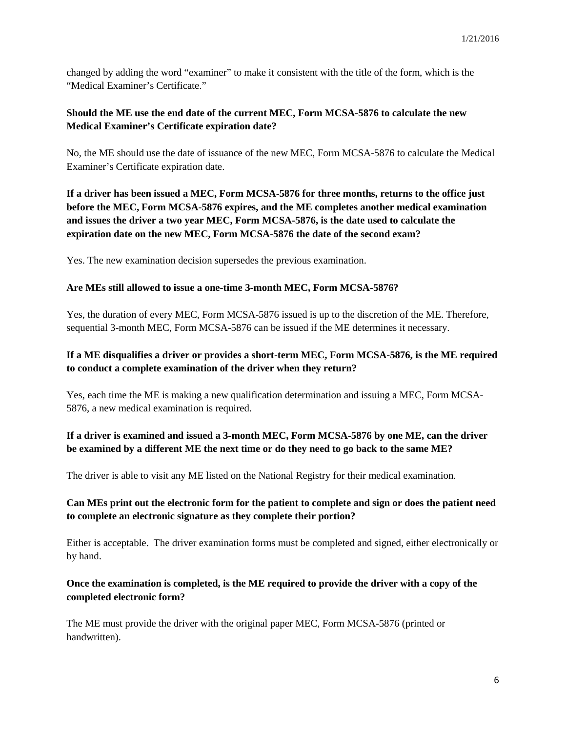changed by adding the word "examiner" to make it consistent with the title of the form, which is the "Medical Examiner's Certificate."

**Should the ME use the end date of the current MEC, Form MCSA-5876 to calculate the new Medical Examiner's Certificate expiration date?**

No, the ME should use the date of issuance of the new MEC, Form MCSA-5876 to calculate the Medical Examiner's Certificate expiration date.

**If a driver has been issued a MEC, Form MCSA-5876 for three months, returns to the office just before the MEC, Form MCSA-5876 expires, and the ME completes another medical examination and issues the driver a two year MEC, Form MCSA-5876, is the date used to calculate the expiration date on the new MEC, Form MCSA-5876 the date of the second exam?**

Yes. The new examination decision supersedes the previous examination.

**Are MEs still allowed to issue a one-time 3-month MEC, Form MCSA-5876?**

Yes, the duration of every MEC, Form MCSA-5876 issued is up to the discretion of the ME. Therefore, sequential 3-month MEC, Form MCSA-5876 can be issued if the ME determines it necessary.

**If a ME disqualifies a driver or provides a short-term MEC, Form MCSA-5876, is the ME required to conduct a complete examination of the driver when they return?**

Yes, each time the ME is making a new qualification determination and issuing a MEC, Form MCSA-5876, a new medical examination is required.

**If a driver is examined and issued a 3-month MEC, Form MCSA-5876 by one ME, can the driver be examined by a different ME the next time or do they need to go back to the same ME?**

The driver is able to visit any ME listed on the National Registry for their medical examination.

**Can MEs print out the electronic form for the patient to complete and sign or does the patient need to complete an electronic signature as they complete their portion?**

Either is acceptable. The driver examination forms must be completed and signed, either electronically or by hand.

**Once the examination is completed, is the ME required to provide the driver with a copy of the completed electronic form?**

The ME must provide the driver with the original paper MEC, Form MCSA-5876 (printed or handwritten).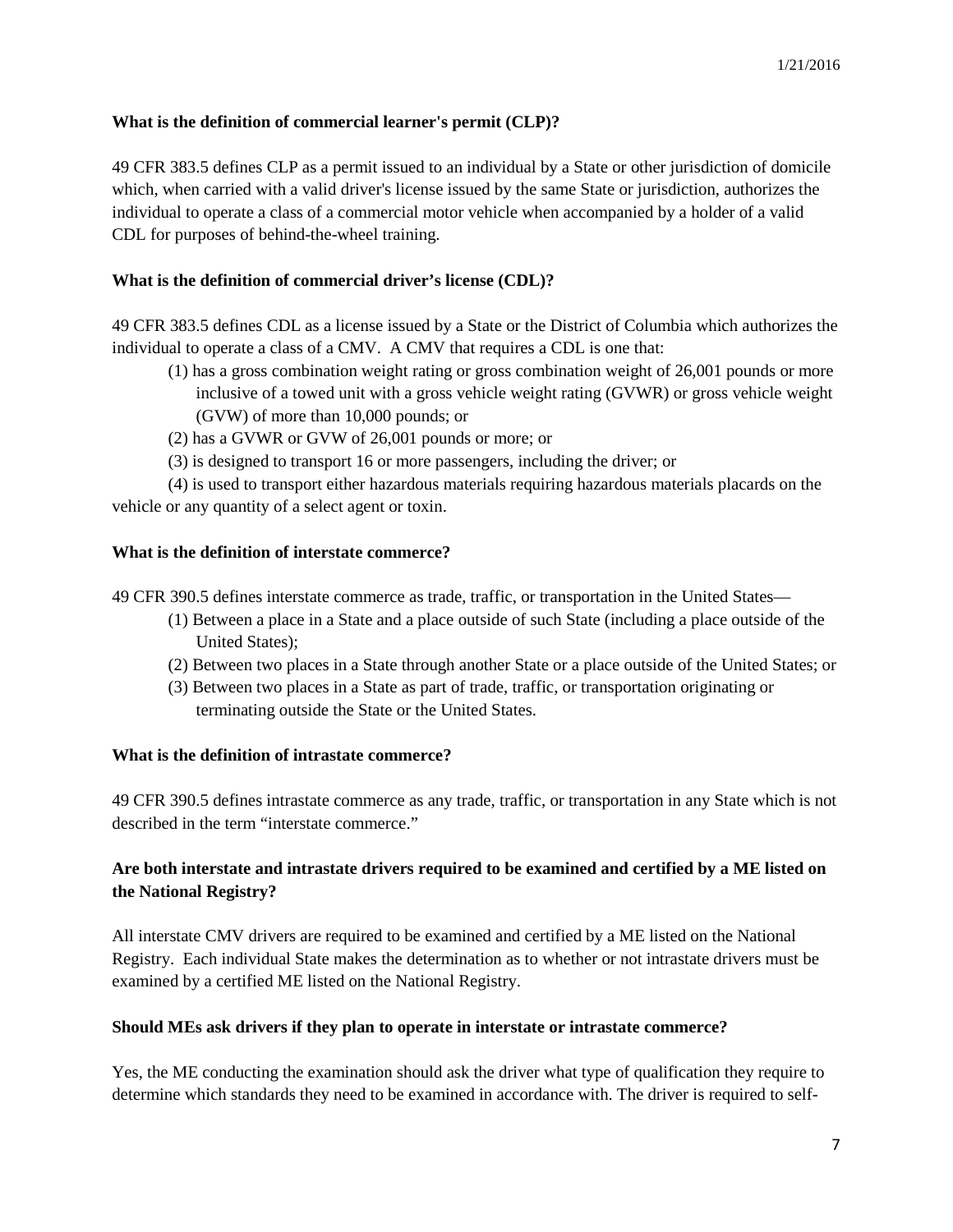**What is the definition of commercial learner's permit (CLP)?**

49 CFR 383.5 defines CLP as a permit issued to an individual by a State or other jurisdiction of domicile which, when carried with a valid driver's license issued by the same State or jurisdiction, authorizes the individual to operate a class of a commercial motor vehicle when accompanied by a holder of a valid CDL for purposes of behind-the-wheel training.

**What is the definition of commercial driver's license (CDL)?**

49 CFR 383.5 defines CDL as a license issued by a State or the District of Columbia which authorizes the individual to operate a class of a CMV. A CMV that requires a CDL is one that:

(1) has a gross combination weight rating or gross combination weight of 26,001 pounds or more inclusive of a towed unit with a gross vehicle weight rating (GVWR) or gross vehicle weight (GVW) of more than 10,000 pounds; or

(2) has a GVWR or GVW of 26,001 pounds or more; or

(3) is designed to transport 16 or more passengers, including the driver; or

(4) is used to transport either hazardous materials requiring hazardous materials placards on the vehicle or any quantity of a select agent or toxin.

**What is the definition of interstate commerce?**

49 CFR 390.5 defines interstate commerce as trade, traffic, or transportation in the United States—

(1) Between a place in a State and a place outside of such State (including a place outside of the United States);

(2) Between two places in a State through another State or a place outside of the United States; or

(3) Between two places in a State as part of trade, traffic, or transportation originating or terminating outside the State or the United States.

**What is the definition of intrastate commerce?**

49 CFR 390.5 defines intrastate commerce as any trade, traffic, or transportation in any State which is not described in the term "interstate commerce."

**Are both interstate and intrastate drivers required to be examined and certified by a ME listed on the National Registry?**

All interstate CMV drivers are required to be examined and certified by a ME listed on the National Registry. Each individual State makes the determination as to whether or not intrastate drivers must be examined by a certified ME listed on the National Registry.

**Should MEs ask drivers if they plan to operate in interstate or intrastate commerce?**

Yes, the ME conducting the examination should ask the driver what type of qualification they require to determine which standards they need to be examined in accordance with. The driver is required to self-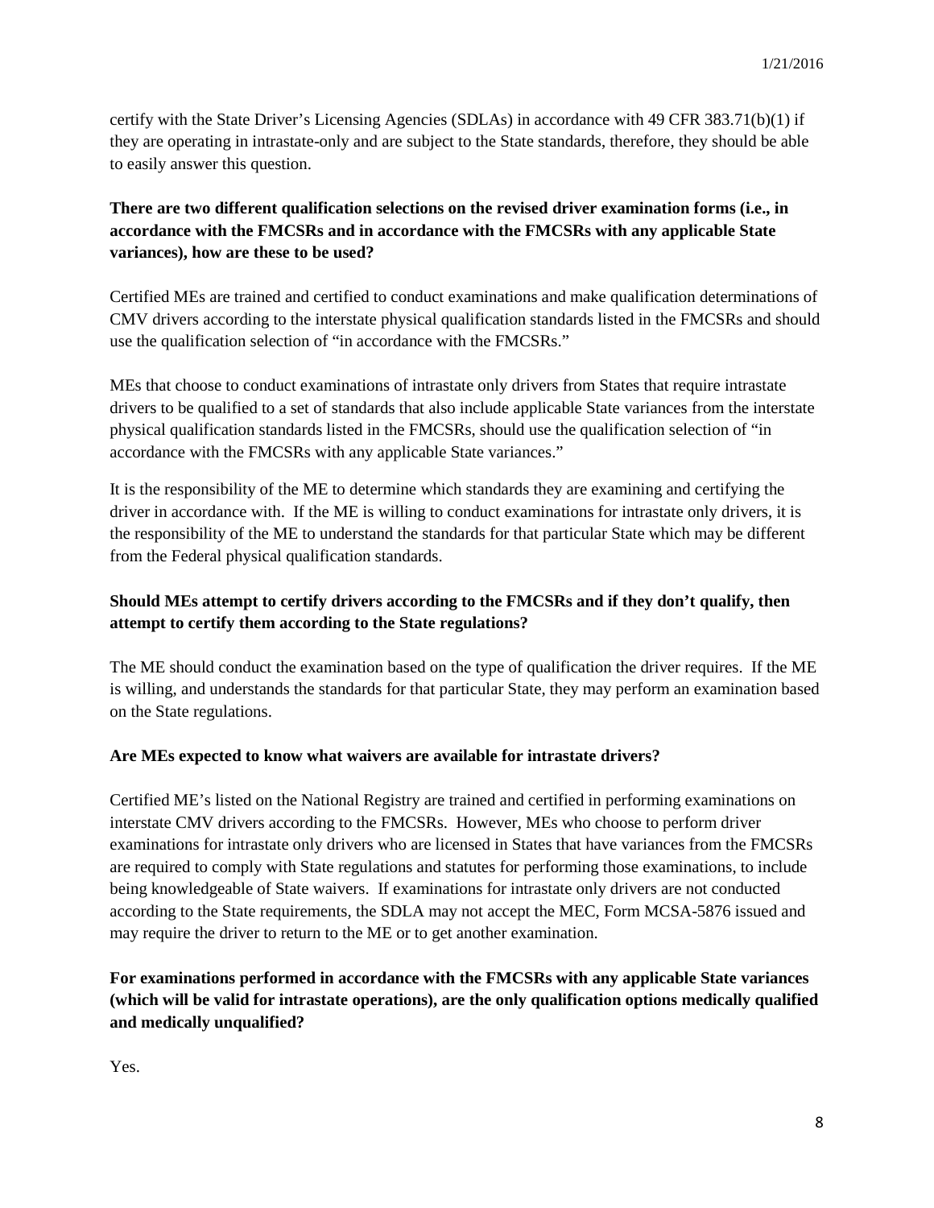certify with the State Driver's Licensing Agencies (SDLAs) in accordance with 49 CFR 383.71(b)(1) if they are operating in intrastate-only and are subject to the State standards, therefore, they should be able to easily answer this question.

**There are two different qualification selections on the revised driver examination forms (i.e., in accordance with the FMCSRs and in accordance with the FMCSRs with any applicable State variances), how are these to be used?**

Certified MEs are trained and certified to conduct examinations and make qualification determinations of CMV drivers according to the interstate physical qualification standards listed in the FMCSRs and should use the qualification selection of "in accordance with the FMCSRs."

MEs that choose to conduct examinations of intrastate only drivers from States that require intrastate drivers to be qualified to a set of standards that also include applicable State variances from the interstate physical qualification standards listed in the FMCSRs, should use the qualification selection of "in accordance with the FMCSRs with any applicable State variances."

It is the responsibility of the ME to determine which standards they are examining and certifying the driver in accordance with. If the ME is willing to conduct examinations for intrastate only drivers, it is the responsibility of the ME to understand the standards for that particular State which may be different from the Federal physical qualification standards.

**Should MEs attempt to certify drivers according to the FMCSRs and if they don't qualify, then attempt to certify them according to the State regulations?**

The ME should conduct the examination based on the type of qualification the driver requires. If the ME is willing, and understands the standards for that particular State, they may perform an examination based on the State regulations.

**Are MEs expected to know what waivers are available for intrastate drivers?**

Certified ME's listed on the National Registry are trained and certified in performing examinations on interstate CMV drivers according to the FMCSRs. However, MEs who choose to perform driver examinations for intrastate only drivers who are licensed in States that have variances from the FMCSRs are required to comply with State regulations and statutes for performing those examinations, to include being knowledgeable of State waivers. If examinations for intrastate only drivers are not conducted according to the State requirements, the SDLA may not accept the MEC, Form MCSA-5876 issued and may require the driver to return to the ME or to get another examination.

**For examinations performed in accordance with the FMCSRs with any applicable State variances (which will be valid for intrastate operations), are the only qualification options medically qualified and medically unqualified?**

Yes.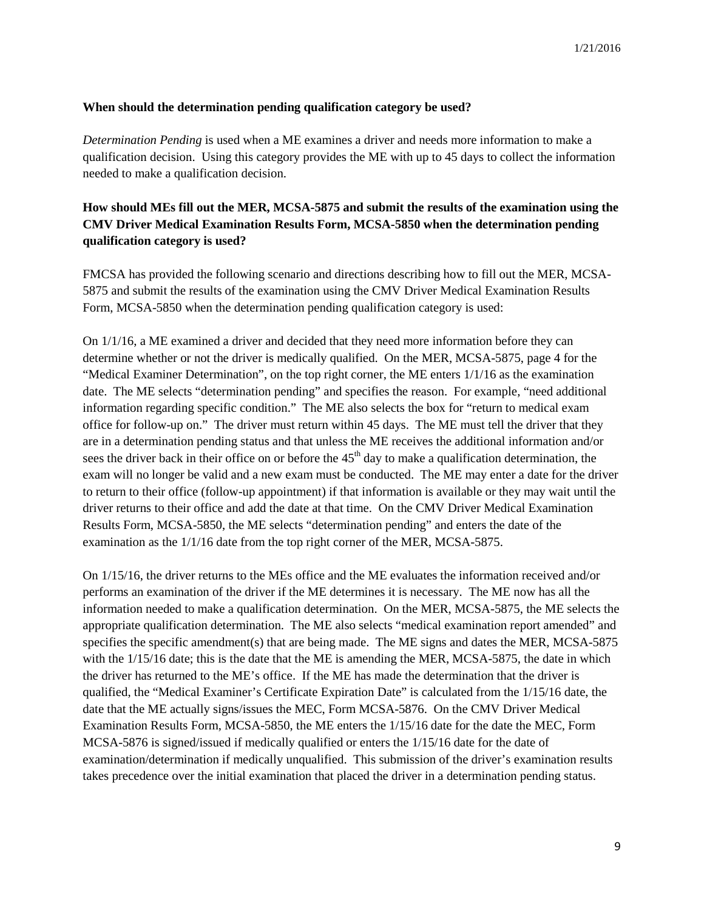**When should the determination pending qualification category be used?**

*Determination Pending* is used when a ME examines a driver and needs more information to make a qualification decision. Using this category provides the ME with up to 45 days to collect the information needed to make a qualification decision.

**How should MEs fill out the MER, MCSA-5875 and submit the results of the examination using the CMV Driver Medical Examination Results Form, MCSA-5850 when the determination pending qualification category is used?**

FMCSA has provided the following scenario and directions describing how to fill out the MER, MCSA-5875 and submit the results of the examination using the CMV Driver Medical Examination Results Form, MCSA-5850 when the determination pending qualification category is used:

On 1/1/16, a ME examined a driver and decided that they need more information before they can determine whether or not the driver is medically qualified. On the MER, MCSA-5875, page 4 for the "Medical Examiner Determination", on the top right corner, the ME enters 1/1/16 as the examination date. The ME selects "determination pending" and specifies the reason. For example, "need additional information regarding specific condition." The ME also selects the box for "return to medical exam office for follow-up on." The driver must return within 45 days. The ME must tell the driver that they are in a determination pending status and that unless the ME receives the additional information and/or sees the driver back in their office on or before the 45th day to make a qualification determination, the exam will no longer be valid and a new exam must be conducted. The ME may enter a date for the driver to return to their office (follow-up appointment) if that information is available or they may wait until the driver returns to their office and add the date at that time. On the CMV Driver Medical Examination Results Form, MCSA-5850, the ME selects "determination pending" and enters the date of the examination as the 1/1/16 date from the top right corner of the MER, MCSA-5875.

On 1/15/16, the driver returns to the MEs office and the ME evaluates the information received and/or performs an examination of the driver if the ME determines it is necessary. The ME now has all the information needed to make a qualification determination. On the MER, MCSA-5875, the ME selects the appropriate qualification determination. The ME also selects "medical examination report amended" and specifies the specific amendment(s) that are being made. The ME signs and dates the MER, MCSA-5875 with the 1/15/16 date; this is the date that the ME is amending the MER, MCSA-5875, the date in which the driver has returned to the ME's office. If the ME has made the determination that the driver is qualified, the "Medical Examiner's Certificate Expiration Date" is calculated from the 1/15/16 date, the date that the ME actually signs/issues the MEC, Form MCSA-5876. On the CMV Driver Medical Examination Results Form, MCSA-5850, the ME enters the 1/15/16 date for the date the MEC, Form MCSA-5876 is signed/issued if medically qualified or enters the 1/15/16 date for the date of examination/determination if medically unqualified. This submission of the driver's examination results takes precedence over the initial examination that placed the driver in a determination pending status.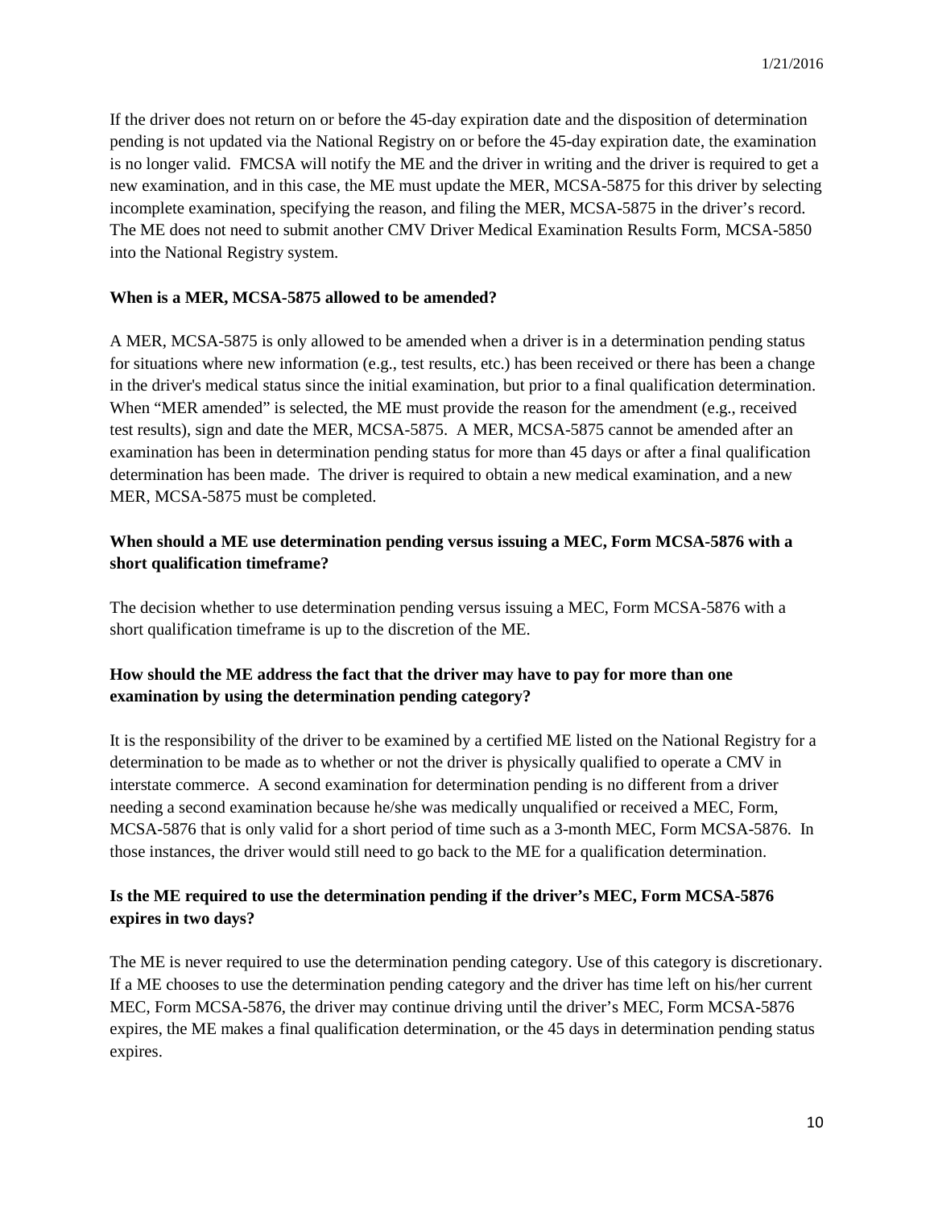If the driver does not return on or before the 45-day expiration date and the disposition of determination pending is not updated via the National Registry on or before the 45-day expiration date, the examination is no longer valid. FMCSA will notify the ME and the driver in writing and the driver is required to get a new examination, and in this case, the ME must update the MER, MCSA-5875 for this driver by selecting incomplete examination, specifying the reason, and filing the MER, MCSA-5875 in the driver's record. The ME does not need to submit another CMV Driver Medical Examination Results Form, MCSA-5850 into the National Registry system.

**When is a MER, MCSA-5875 allowed to be amended?**

A MER, MCSA-5875 is only allowed to be amended when a driver is in a determination pending status for situations where new information (e.g., test results, etc.) has been received or there has been a change in the driver's medical status since the initial examination, but prior to a final qualification determination. When "MER amended" is selected, the ME must provide the reason for the amendment (e.g., received test results), sign and date the MER, MCSA-5875. A MER, MCSA-5875 cannot be amended after an examination has been in determination pending status for more than 45 days or after a final qualification determination has been made. The driver is required to obtain a new medical examination, and a new MER, MCSA-5875 must be completed.

**When should a ME use determination pending versus issuing a MEC, Form MCSA-5876 with a short qualification timeframe?**

The decision whether to use determination pending versus issuing a MEC, Form MCSA-5876 with a short qualification timeframe is up to the discretion of the ME.

**How should the ME address the fact that the driver may have to pay for more than one examination by using the determination pending category?**

It is the responsibility of the driver to be examined by a certified ME listed on the National Registry for a determination to be made as to whether or not the driver is physically qualified to operate a CMV in interstate commerce. A second examination for determination pending is no different from a driver needing a second examination because he/she was medically unqualified or received a MEC, Form, MCSA-5876 that is only valid for a short period of time such as a 3-month MEC, Form MCSA-5876. In those instances, the driver would still need to go back to the ME for a qualification determination.

**Is the ME required to use the determination pending if the driver's MEC, Form MCSA-5876 expires in two days?**

The ME is never required to use the determination pending category. Use of this category is discretionary. If a ME chooses to use the determination pending category and the driver has time left on his/her current MEC, Form MCSA-5876, the driver may continue driving until the driver's MEC, Form MCSA-5876 expires, the ME makes a final qualification determination, or the 45 days in determination pending status expires.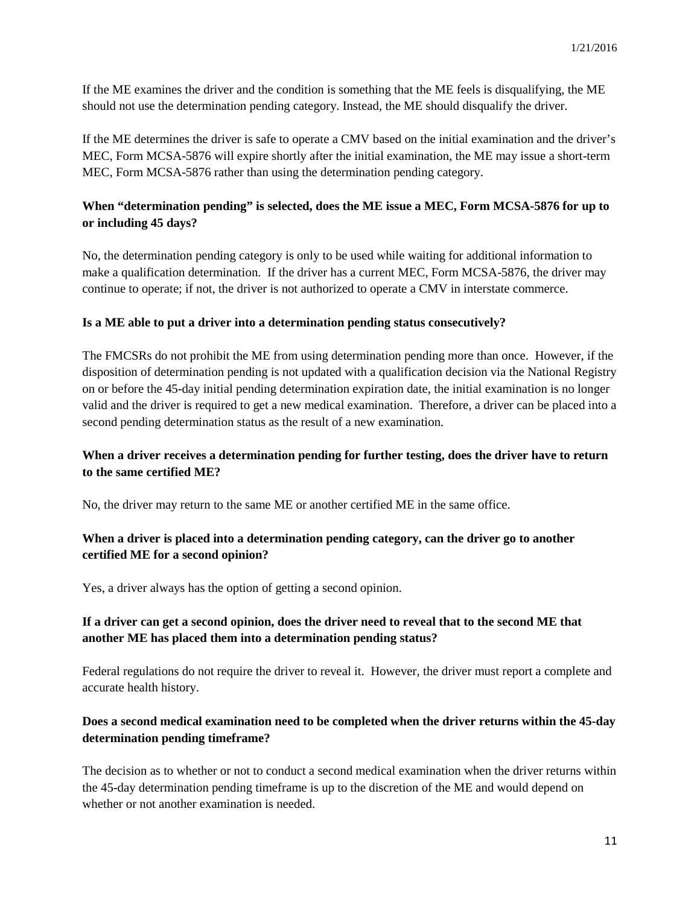If the ME examines the driver and the condition is something that the ME feels is disqualifying, the ME should not use the determination pending category. Instead, the ME should disqualify the driver.

If the ME determines the driver is safe to operate a CMV based on the initial examination and the driver's MEC, Form MCSA-5876 will expire shortly after the initial examination, the ME may issue a short-term MEC, Form MCSA-5876 rather than using the determination pending category.

**When "determination pending" is selected, does the ME issue a MEC, Form MCSA-5876 for up to or including 45 days?**

No, the determination pending category is only to be used while waiting for additional information to make a qualification determination. If the driver has a current MEC, Form MCSA-5876, the driver may continue to operate; if not, the driver is not authorized to operate a CMV in interstate commerce.

**Is a ME able to put a driver into a determination pending status consecutively?**

The FMCSRs do not prohibit the ME from using determination pending more than once. However, if the disposition of determination pending is not updated with a qualification decision via the National Registry on or before the 45-day initial pending determination expiration date, the initial examination is no longer valid and the driver is required to get a new medical examination. Therefore, a driver can be placed into a second pending determination status as the result of a new examination.

**When a driver receives a determination pending for further testing, does the driver have to return to the same certified ME?**

No, the driver may return to the same ME or another certified ME in the same office.

**When a driver is placed into a determination pending category, can the driver go to another certified ME for a second opinion?**

Yes, a driver always has the option of getting a second opinion.

**If a driver can get a second opinion, does the driver need to reveal that to the second ME that another ME has placed them into a determination pending status?**

Federal regulations do not require the driver to reveal it. However, the driver must report a complete and accurate health history.

**Does a second medical examination need to be completed when the driver returns within the 45-day determination pending timeframe?**

The decision as to whether or not to conduct a second medical examination when the driver returns within the 45-day determination pending timeframe is up to the discretion of the ME and would depend on whether or not another examination is needed.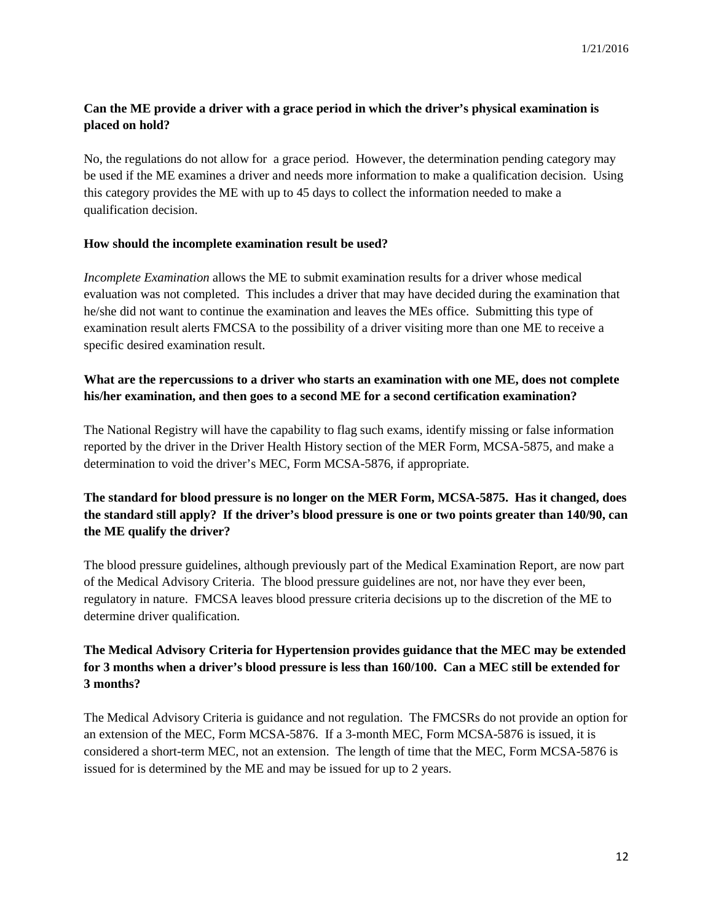**Can the ME provide a driver with a grace period in which the driver's physical examination is placed on hold?**

No, the regulations do not allow for a grace period. However, the determination pending category may be used if the ME examines a driver and needs more information to make a qualification decision. Using this category provides the ME with up to 45 days to collect the information needed to make a qualification decision.

**How should the incomplete examination result be used?**

*Incomplete Examination* allows the ME to submit examination results for a driver whose medical evaluation was not completed. This includes a driver that may have decided during the examination that he/she did not want to continue the examination and leaves the MEs office. Submitting this type of examination result alerts FMCSA to the possibility of a driver visiting more than one ME to receive a specific desired examination result.

**What are the repercussions to a driver who starts an examination with one ME, does not complete his/her examination, and then goes to a second ME for a second certification examination?**

The National Registry will have the capability to flag such exams, identify missing or false information reported by the driver in the Driver Health History section of the MER Form, MCSA-5875, and make a determination to void the driver's MEC, Form MCSA-5876, if appropriate.

**The standard for blood pressure is no longer on the MER Form, MCSA-5875. Has it changed, does the standard still apply? If the driver's blood pressure is one or two points greater than 140/90, can the ME qualify the driver?**

The blood pressure guidelines, although previously part of the Medical Examination Report, are now part of the Medical Advisory Criteria. The blood pressure guidelines are not, nor have they ever been, regulatory in nature. FMCSA leaves blood pressure criteria decisions up to the discretion of the ME to determine driver qualification.

**The Medical Advisory Criteria for Hypertension provides guidance that the MEC may be extended for 3 months when a driver's blood pressure is less than 160/100. Can a MEC still be extended for 3 months?**

The Medical Advisory Criteria is guidance and not regulation. The FMCSRs do not provide an option for an extension of the MEC, Form MCSA-5876. If a 3-month MEC, Form MCSA-5876 is issued, it is considered a short-term MEC, not an extension. The length of time that the MEC, Form MCSA-5876 is issued for is determined by the ME and may be issued for up to 2 years.